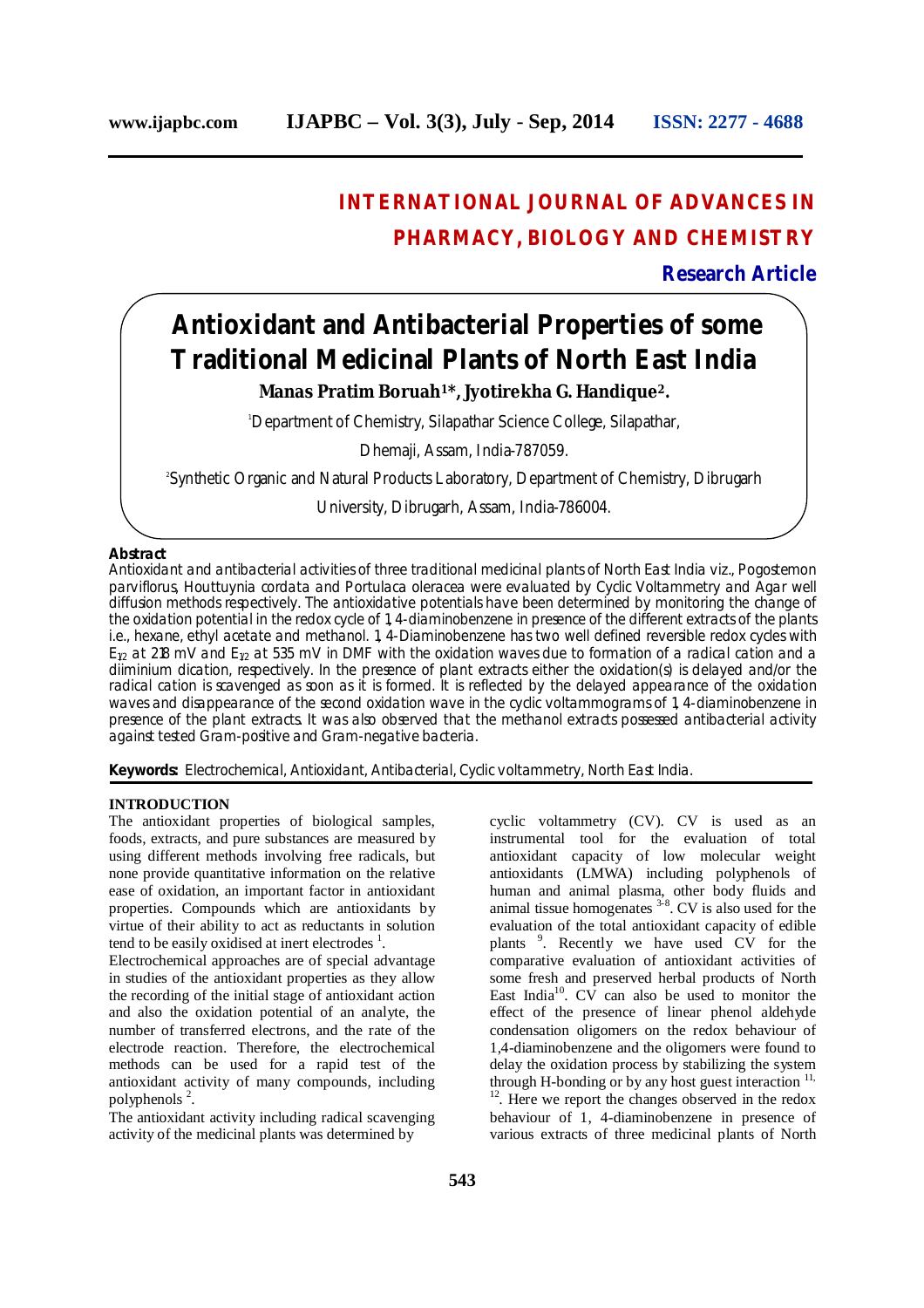# INTERNATIONAL JOURNAL OF ADVANCES IN PHARMACY, BIOLOGY AND CHEMISTRY

**Research Article**

# Antioxidant and Antibacterial Properties of some Traditional Medicinal Plants of North East India

**Manas Pratim Boruah[1]*, Jyotirekha G. Handique[2].**

[1]Department of Chemistry, Silapathar Science College, Silapathar, Dhemaji, Assam, India-787059.

[2]Synthetic Organic and Natural Products Laboratory, Department of Chemistry, Dibrugarh University, Dibrugarh, Assam, India-786004.

## Abstract

Antioxidant and antibacterial activities of three traditional medicinal plants of North East India viz., *Pogostemon parviflorus*, *Houttuynia cordata* and *Portulaca oleracea* were evaluated by Cyclic Voltammetry and Agar well diffusion methods respectively. The antioxidative potentials have been determined by monitoring the change of the oxidation potential in the redox cycle of 1, 4-diaminobenzene in presence of the different extracts of the plants i.e., hexane, ethyl acetate and methanol. 1, 4-Diaminobenzene has two well defined reversible redox cycles with $E_{1/2}$ at 218 mV and $E_{1/2}$ at 535 mV in DMF with the oxidation waves due to formation of a radical cation and a diiminium dication, respectively. In the presence of plant extracts either the oxidation(s) is delayed and/or the radical cation is scavenged as soon as it is formed. It is reflected by the delayed appearance of the oxidation waves and disappearance of the second oxidation wave in the cyclic voltammograms of 1, 4-diaminobenzene in presence of the plant extracts. It was also observed that the methanol extracts possessed antibacterial activity against tested Gram-positive and Gram-negative bacteria.

**Keywords:** Electrochemical, Antioxidant, Antibacterial, Cyclic voltammetry, North East India.

## INTRODUCTION

The antioxidant properties of biological samples, foods, extracts, and pure substances are measured by using different methods involving free radicals, but none provide quantitative information on the relative ease of oxidation, an important factor in antioxidant properties. Compounds which are antioxidants by virtue of their ability to act as reductants in solution tend to be easily oxidised at inert electrodes [1].

Electrochemical approaches are of special advantage in studies of the antioxidant properties as they allow the recording of the initial stage of antioxidant action and also the oxidation potential of an analyte, the number of transferred electrons, and the rate of the electrode reaction. Therefore, the electrochemical methods can be used for a rapid test of the antioxidant activity of many compounds, including polyphenols [2].

The antioxidant activity including radical scavenging activity of the medicinal plants was determined by cyclic voltammetry (CV). CV is used as an instrumental tool for the evaluation of total antioxidant capacity of low molecular weight antioxidants (LMWA) including polyphenols of human and animal plasma, other body fluids and animal tissue homogenates [3-8]. CV is also used for the evaluation of the total antioxidant capacity of edible plants [9]. Recently we have used CV for the comparative evaluation of antioxidant activities of some fresh and preserved herbal products of North East India[10]. CV can also be used to monitor the effect of the presence of linear phenol aldehyde condensation oligomers on the redox behaviour of 1,4-diaminobenzene and the oligomers were found to delay the oxidation process by stabilizing the system through H-bonding or by any host guest interaction [11, 12]. Here we report the changes observed in the redox behaviour of 1, 4-diaminobenzene in presence of various extracts of three medicinal plants of North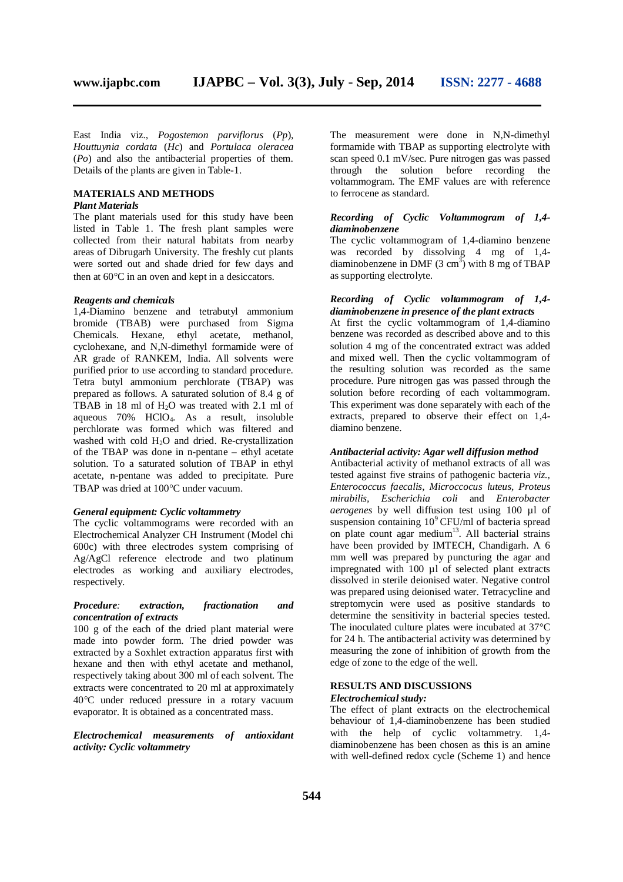East India viz., *Pogostemon parviflorus* (*Pp*), *Houttuynia cordata* (*Hc*) and *Portulaca oleracea* (*Po*) and also the antibacterial properties of them. Details of the plants are given in Table-1.

## MATERIALS AND METHODS

### *Plant Materials*

The plant materials used for this study have been listed in Table 1. The fresh plant samples were collected from their natural habitats from nearby areas of Dibrugarh University. The freshly cut plants were sorted out and shade dried for few days and then at 60°C in an oven and kept in a desiccators.

### *Reagents and chemicals*

1,4-Diamino benzene and tetrabutyl ammonium bromide (TBAB) were purchased from Sigma Chemicals. Hexane, ethyl acetate, methanol, cyclohexane, and N,N-dimethyl formamide were of AR grade of RANKEM, India. All solvents were purified prior to use according to standard procedure. Tetra butyl ammonium perchlorate (TBAP) was prepared as follows. A saturated solution of 8.4 g of TBAB in 18 ml of $H_2O$ was treated with 2.1 ml of aqueous 70% $HClO_4$. As a result, insoluble perchlorate was formed which was filtered and washed with cold $H_2O$ and dried. Re-crystallization of the TBAP was done in n-pentane – ethyl acetate solution. To a saturated solution of TBAP in ethyl acetate, n-pentane was added to precipitate. Pure TBAP was dried at 100°C under vacuum.

### *General equipment: Cyclic voltammetry*

The cyclic voltammograms were recorded with an Electrochemical Analyzer CH Instrument (Model chi 600c) with three electrodes system comprising of Ag/AgCl reference electrode and two platinum electrodes as working and auxiliary electrodes, respectively.

### *Procedure: extraction, fractionation and concentration of extracts*

100 g of the each of the dried plant material were made into powder form. The dried powder was extracted by a Soxhlet extraction apparatus first with hexane and then with ethyl acetate and methanol, respectively taking about 300 ml of each solvent. The extracts were concentrated to 20 ml at approximately 40°C under reduced pressure in a rotary vacuum evaporator. It is obtained as a concentrated mass.

### *Electrochemical measurements of antioxidant activity: Cyclic voltammetry*

The measurement were done in N,N-dimethyl formamide with TBAP as supporting electrolyte with scan speed 0.1 mV/sec. Pure nitrogen gas was passed through the solution before recording the voltammogram. The EMF values are with reference to ferrocene as standard.

### *Recording of Cyclic Voltammogram of 1,4-diaminobenzene*

The cyclic voltammogram of 1,4-diamino benzene was recorded by dissolving 4 mg of 1,4-diaminobenzene in DMF (3 $cm^3$) with 8 mg of TBAP as supporting electrolyte.

### *Recording of Cyclic voltammogram of 1,4-diaminobenzene in presence of the plant extracts*

At first the cyclic voltammogram of 1,4-diamino benzene was recorded as described above and to this solution 4 mg of the concentrated extract was added and mixed well. Then the cyclic voltammogram of the resulting solution was recorded as the same procedure. Pure nitrogen gas was passed through the solution before recording of each voltammogram. This experiment was done separately with each of the extracts, prepared to observe their effect on 1,4-diamino benzene.

### *Antibacterial activity: Agar well diffusion method*

Antibacterial activity of methanol extracts of all was tested against five strains of pathogenic bacteria *viz., Enterococcus faecalis, Micrococcus luteus, Proteus mirabilis, Escherichia coli* and *Enterobacter aerogenes* by well diffusion test using 100 µl of suspension containing $10^9$ CFU/ml of bacteria spread on plate count agar medium[13]. All bacterial strains have been provided by IMTECH, Chandigarh. A 6 mm well was prepared by puncturing the agar and impregnated with 100 µl of selected plant extracts dissolved in sterile deionised water. Negative control was prepared using deionised water. Tetracycline and streptomycin were used as positive standards to determine the sensitivity in bacterial species tested. The inoculated culture plates were incubated at 37°C for 24 h. The antibacterial activity was determined by measuring the zone of inhibition of growth from the edge of zone to the edge of the well.

## RESULTS AND DISCUSSIONS

### *Electrochemical study:*

The effect of plant extracts on the electrochemical behaviour of 1,4-diaminobenzene has been studied with the help of cyclic voltammetry. 1,4-diaminobenzene has been chosen as this is an amine with well-defined redox cycle (Scheme 1) and hence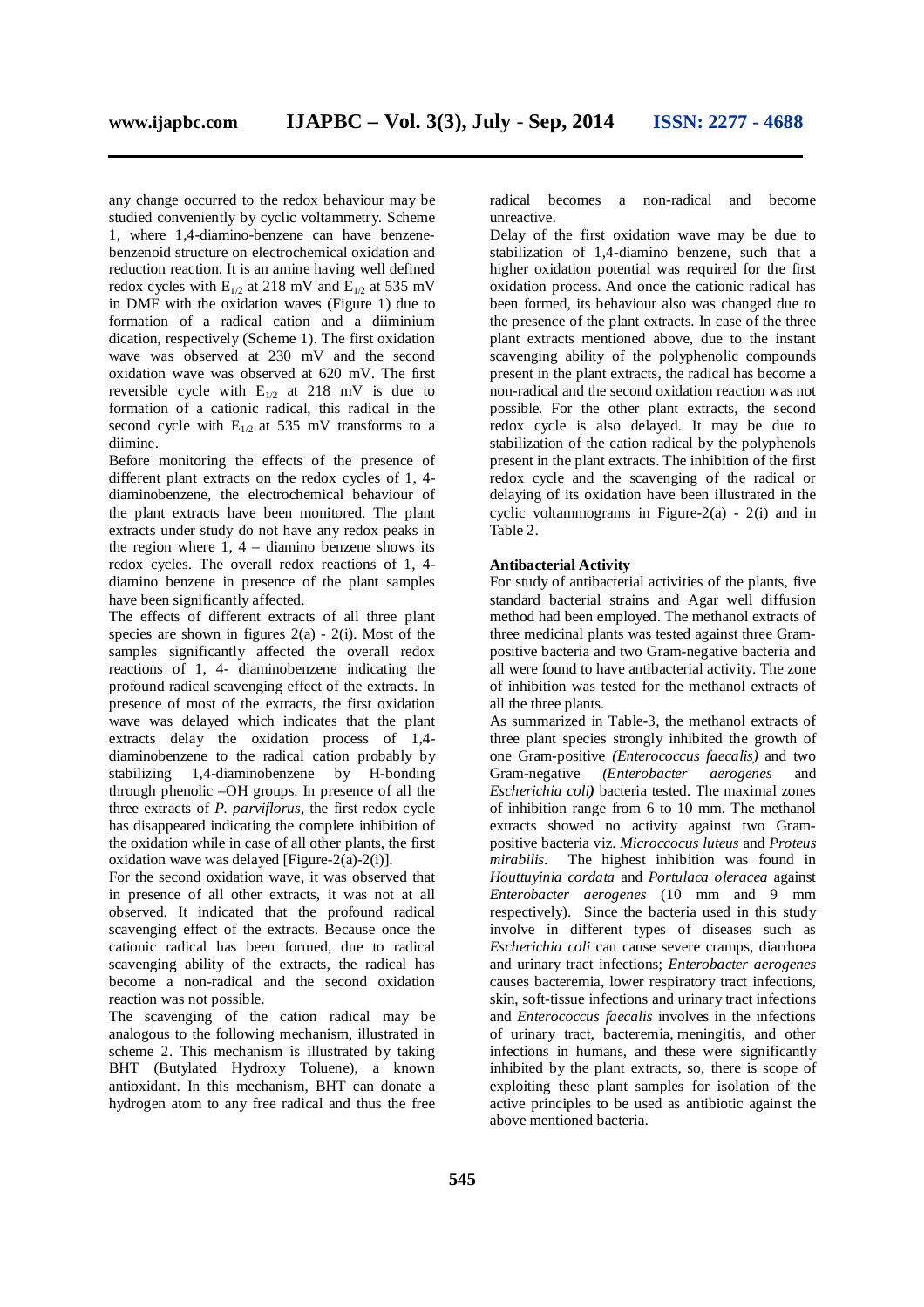any change occurred to the redox behaviour may be studied conveniently by cyclic voltammetry. Scheme 1, where 1,4-diamino-benzene can have benzene-benzenoid structure on electrochemical oxidation and reduction reaction. It is an amine having well defined redox cycles with $E_{1/2}$ at 218 mV and $E_{1/2}$ at 535 mV in DMF with the oxidation waves (Figure 1) due to formation of a radical cation and a diiminium dication, respectively (Scheme 1). The first oxidation wave was observed at 230 mV and the second oxidation wave was observed at 620 mV. The first reversible cycle with $E_{1/2}$ at 218 mV is due to formation of a cationic radical, this radical in the second cycle with $E_{1/2}$ at 535 mV transforms to a diimine.

Before monitoring the effects of the presence of different plant extracts on the redox cycles of 1, 4-diaminobenzene, the electrochemical behaviour of the plant extracts have been monitored. The plant extracts under study do not have any redox peaks in the region where 1, 4 – diamino benzene shows its redox cycles. The overall redox reactions of 1, 4-diamino benzene in presence of the plant samples have been significantly affected.

The effects of different extracts of all three plant species are shown in figures 2(a) - 2(i). Most of the samples significantly affected the overall redox reactions of 1, 4- diaminobenzene indicating the profound radical scavenging effect of the extracts. In presence of most of the extracts, the first oxidation wave was delayed which indicates that the plant extracts delay the oxidation process of 1,4-diaminobenzene to the radical cation probably by stabilizing 1,4-diaminobenzene by H-bonding through phenolic –OH groups. In presence of all the three extracts of *P. parviflorus*, the first redox cycle has disappeared indicating the complete inhibition of the oxidation while in case of all other plants, the first oxidation wave was delayed [Figure-2(a)-2(i)].

For the second oxidation wave, it was observed that in presence of all other extracts, it was not at all observed. It indicated that the profound radical scavenging effect of the extracts. Because once the cationic radical has been formed, due to radical scavenging ability of the extracts, the radical has become a non-radical and the second oxidation reaction was not possible.

The scavenging of the cation radical may be analogous to the following mechanism, illustrated in scheme 2. This mechanism is illustrated by taking BHT (Butylated Hydroxy Toluene), a known antioxidant. In this mechanism, BHT can donate a hydrogen atom to any free radical and thus the free radical becomes a non-radical and become unreactive.

Delay of the first oxidation wave may be due to stabilization of 1,4-diamino benzene, such that a higher oxidation potential was required for the first oxidation process. And once the cationic radical has been formed, its behaviour also was changed due to the presence of the plant extracts. In case of the three plant extracts mentioned above, due to the instant scavenging ability of the polyphenolic compounds present in the plant extracts, the radical has become a non-radical and the second oxidation reaction was not possible. For the other plant extracts, the second redox cycle is also delayed. It may be due to stabilization of the cation radical by the polyphenols present in the plant extracts. The inhibition of the first redox cycle and the scavenging of the radical or delaying of its oxidation have been illustrated in the cyclic voltammograms in Figure-2(a) - 2(i) and in Table 2.

### Antibacterial Activity

For study of antibacterial activities of the plants, five standard bacterial strains and Agar well diffusion method had been employed. The methanol extracts of three medicinal plants was tested against three Gram-positive bacteria and two Gram-negative bacteria and all were found to have antibacterial activity. The zone of inhibition was tested for the methanol extracts of all the three plants.

As summarized in Table-3, the methanol extracts of three plant species strongly inhibited the growth of one Gram-positive *(Enterococcus faecalis)* and two Gram-negative *(Enterobacter aerogenes* and *Escherichia coli)* bacteria tested. The maximal zones of inhibition range from 6 to 10 mm. The methanol extracts showed no activity against two Gram-positive bacteria viz. *Micrococcus luteus* and *Proteus mirabilis*. The highest inhibition was found in *Houttuyinia cordata* and *Portulaca oleracea* against *Enterobacter aerogenes* (10 mm and 9 mm respectively). Since the bacteria used in this study involve in different types of diseases such as *Escherichia coli* can cause severe cramps, diarrhoea and urinary tract infections; *Enterobacter aerogenes* causes bacteremia, lower respiratory tract infections, skin, soft-tissue infections and urinary tract infections and *Enterococcus faecalis* involves in the infections of urinary tract, bacteremia, meningitis, and other infections in humans, and these were significantly inhibited by the plant extracts, so, there is scope of exploiting these plant samples for isolation of the active principles to be used as antibiotic against the above mentioned bacteria.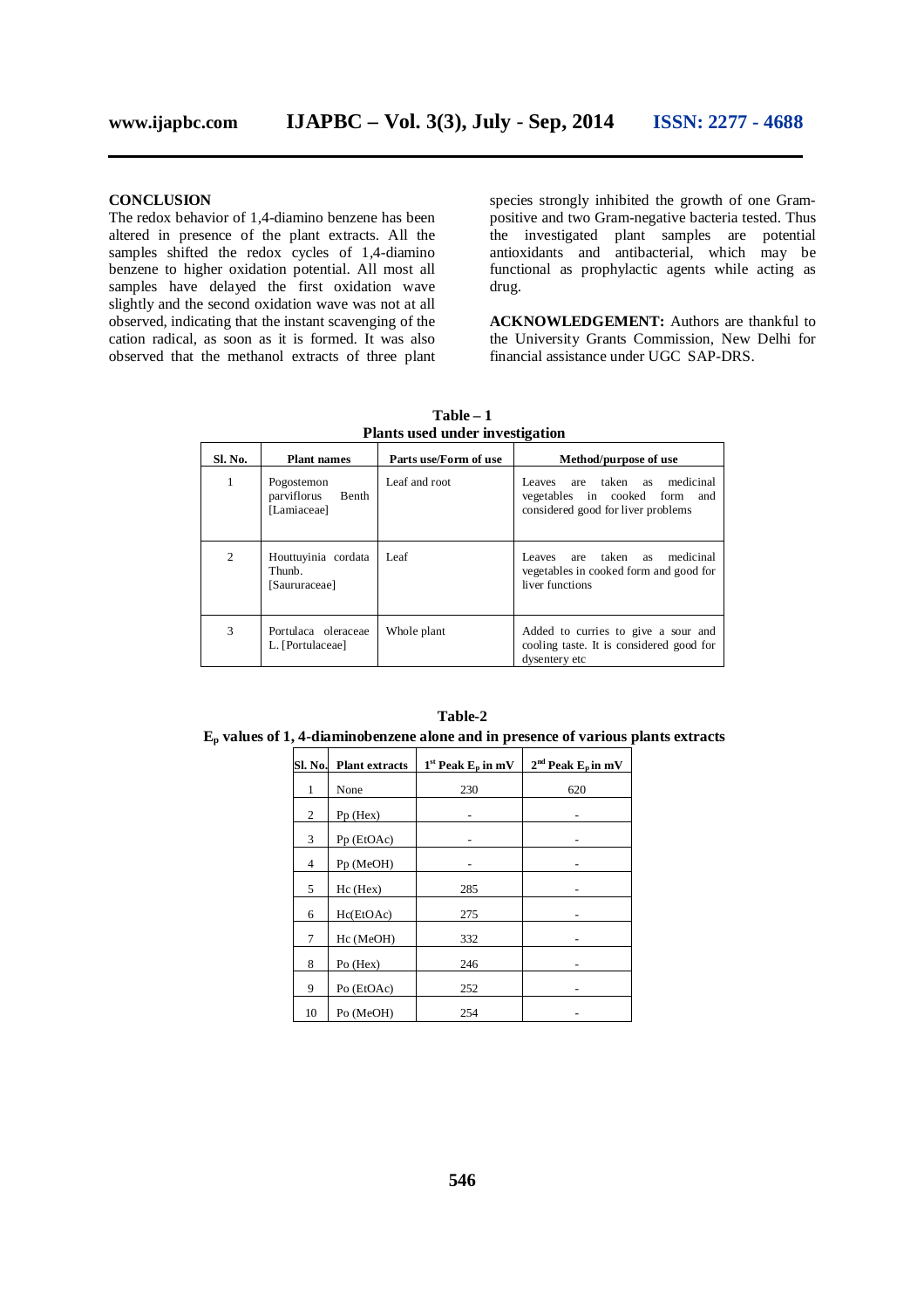## CONCLUSION

The redox behavior of 1,4-diamino benzene has been altered in presence of the plant extracts. All the samples shifted the redox cycles of 1,4-diamino benzene to higher oxidation potential. All most all samples have delayed the first oxidation wave slightly and the second oxidation wave was not at all observed, indicating that the instant scavenging of the cation radical, as soon as it is formed. It was also observed that the methanol extracts of three plant species strongly inhibited the growth of one Gram-positive and two Gram-negative bacteria tested. Thus the investigated plant samples are potential antioxidants and antibacterial, which may be functional as prophylactic agents while acting as drug.

**ACKNOWLEDGEMENT:** Authors are thankful to the University Grants Commission, New Delhi for financial assistance under UGC SAP-DRS.

**Table – 1**
**Plants used under investigation**

| Sl. No. | Plant names | Parts use/Form of use | Method/purpose of use |
|---|---|---|---|
| 1 | Pogostemon parviflorus Benth [Lamiaceae] | Leaf and root | Leaves are taken as medicinal vegetables in cooked form and considered good for liver problems |
| 2 | Houttuyinia cordata Thunb. [Saururaceae] | Leaf | Leaves are taken as medicinal vegetables in cooked form and good for liver functions |
| 3 | Portulaca oleraceae L. [Portulaceae] | Whole plant | Added to curries to give a sour and cooling taste. It is considered good for dysentery etc |

**Table-2**
**$E_p$ values of 1, 4-diaminobenzene alone and in presence of various plants extracts**

| Sl. No. | Plant extracts | 1st Peak $E_p$ in mV | 2nd Peak $E_p$ in mV |
|---|---|---|---|
| 1 | None | 230 | 620 |
| 2 | Pp (Hex) | - | - |
| 3 | Pp (EtOAc) | - | - |
| 4 | Pp (MeOH) | - | - |
| 5 | Hc (Hex) | 285 | - |
| 6 | Hc(EtOAc) | 275 | - |
| 7 | Hc (MeOH) | 332 | - |
| 8 | Po (Hex) | 246 | - |
| 9 | Po (EtOAc) | 252 | - |
| 10 | Po (MeOH) | 254 | - |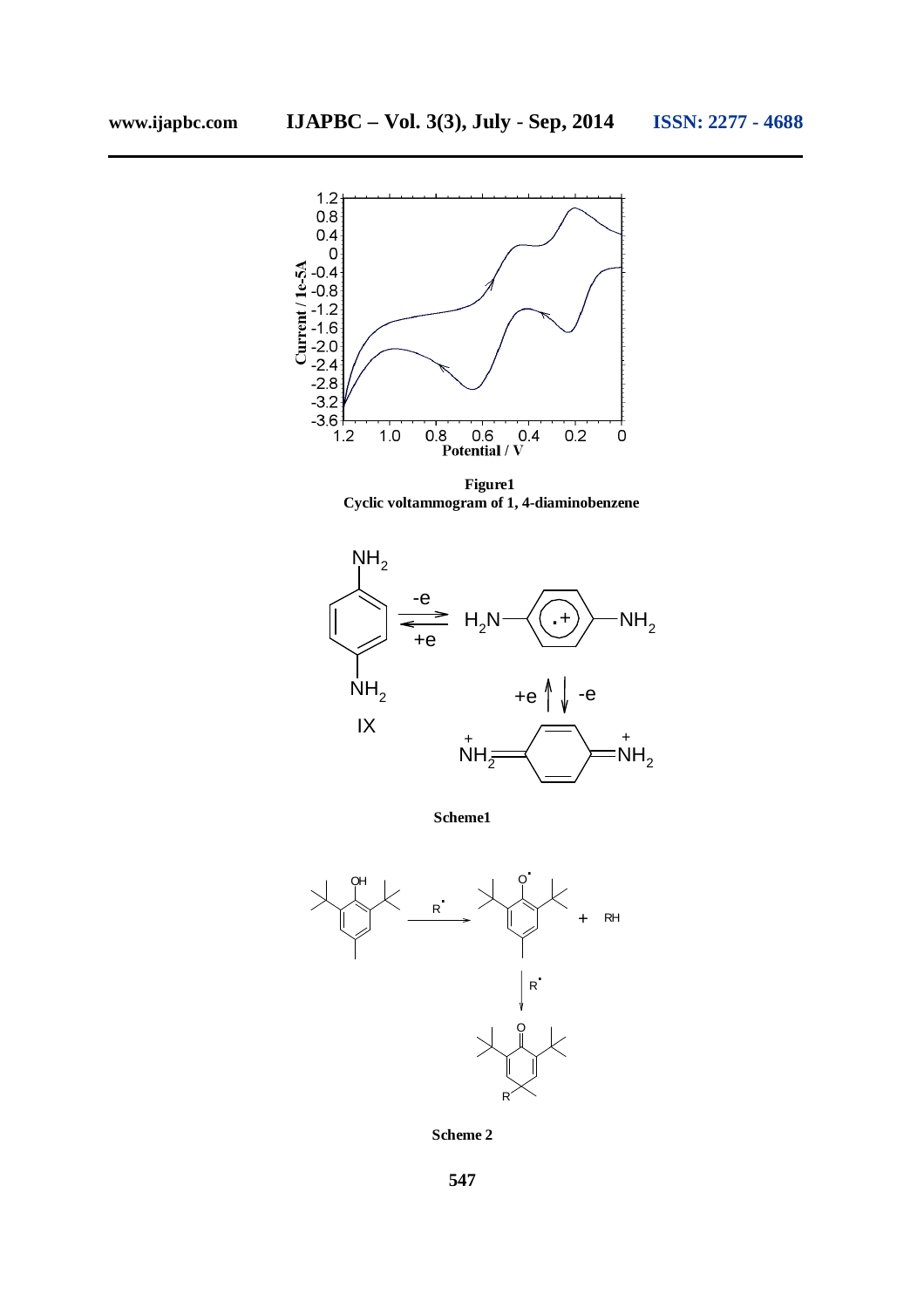**Figure1**
**Cyclic voltammogram of 1, 4-diaminobenzene**

**Scheme1**

**Scheme 2**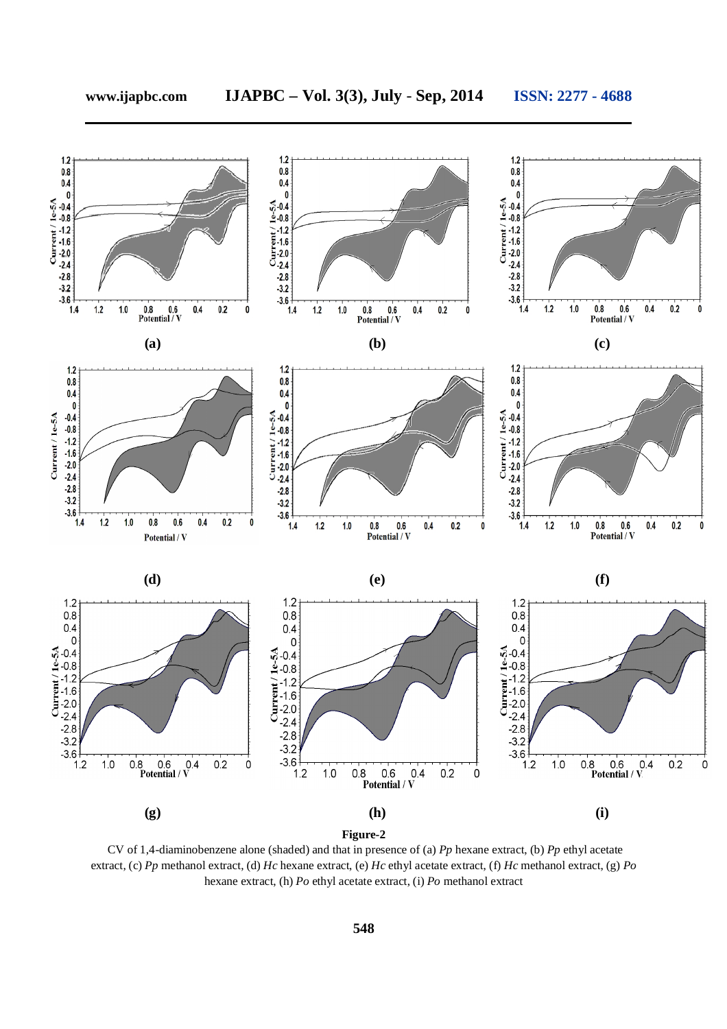**Figure-2**

CV of 1,4-diaminobenzene alone (shaded) and that in presence of (a) *Pp* hexane extract, (b) *Pp* ethyl acetate extract, (c) *Pp* methanol extract, (d) *Hc* hexane extract, (e) *Hc* ethyl acetate extract, (f) *Hc* methanol extract, (g) *Po* hexane extract, (h) *Po* ethyl acetate extract, (i) *Po* methanol extract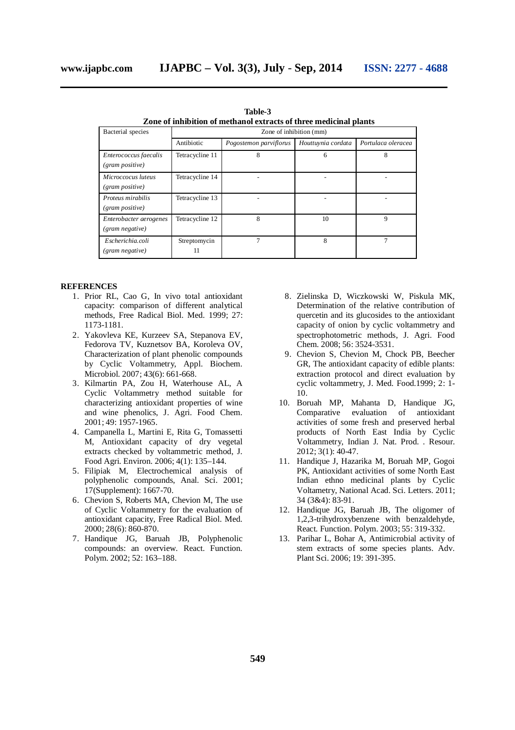**Table-3**
**Zone of inhibition of methanol extracts of three medicinal plants**

| Bacterial species | Zone of inhibition (mm) | | | |
|---|---|---|---|---|
| | Antibiotic | *Pogostemon parviflorus* | *Houttuynia cordata* | *Portulaca oleracea* |
| *Enterococcus faecalis (gram positive)* | Tetracycline 11 | 8 | 6 | 8 |
| *Micrococcus luteus (gram positive)* | Tetracycline 14 | - | - | - |
| *Proteus mirabilis (gram positive)* | Tetracycline 13 | - | - | - |
| *Enterobacter aerogenes (gram negative)* | Tetracycline 12 | 8 | 10 | 9 |
| *Escherichia.coli (gram negative)* | Streptomycin 11 | 7 | 8 | 7 |

## REFERENCES

1. Prior RL, Cao G, In vivo total antioxidant capacity: comparison of different analytical methods, Free Radical Biol. Med. 1999; 27: 1173-1181.
2. Yakovleva KE, Kurzeev SA, Stepanova EV, Fedorova TV, Kuznetsov BA, Koroleva OV, Characterization of plant phenolic compounds by Cyclic Voltammetry, Appl. Biochem. Microbiol. 2007; 43(6): 661-668.
3. Kilmartin PA, Zou H, Waterhouse AL, A Cyclic Voltammetry method suitable for characterizing antioxidant properties of wine and wine phenolics, J. Agri. Food Chem. 2001; 49: 1957-1965.
4. Campanella L, Martini E, Rita G, Tomassetti M, Antioxidant capacity of dry vegetal extracts checked by voltammetric method, J. Food Agri. Environ. 2006; 4(1): 135–144.
5. Filipiak M, Electrochemical analysis of polyphenolic compounds, Anal. Sci. 2001; 17(Supplement): 1667-70.
6. Chevion S, Roberts MA, Chevion M, The use of Cyclic Voltammetry for the evaluation of antioxidant capacity, Free Radical Biol. Med. 2000; 28(6): 860-870.
7. Handique JG, Baruah JB, Polyphenolic compounds: an overview. React. Function. Polym. 2002; 52: 163–188.
8. Zielinska D, Wiczkowski W, Piskula MK, Determination of the relative contribution of quercetin and its glucosides to the antioxidant capacity of onion by cyclic voltammetry and spectrophotometric methods, J. Agri. Food Chem. 2008; 56: 3524-3531.
9. Chevion S, Chevion M, Chock PB, Beecher GR, The antioxidant capacity of edible plants: extraction protocol and direct evaluation by cyclic voltammetry, J. Med. Food.1999; 2: 1-10.
10. Boruah MP, Mahanta D, Handique JG, Comparative evaluation of antioxidant activities of some fresh and preserved herbal products of North East India by Cyclic Voltammetry, Indian J. Nat. Prod. . Resour. 2012; 3(1): 40-47.
11. Handique J, Hazarika M, Boruah MP, Gogoi PK, Antioxidant activities of some North East Indian ethno medicinal plants by Cyclic Voltametry, National Acad. Sci. Letters. 2011; 34 (3&4): 83-91.
12. Handique JG, Baruah JB, The oligomer of 1,2,3-trihydroxybenzene with benzaldehyde, React. Function. Polym. 2003; 55: 319-332.
13. Parihar L, Bohar A, Antimicrobial activity of stem extracts of some species plants. Adv. Plant Sci. 2006; 19: 391-395.